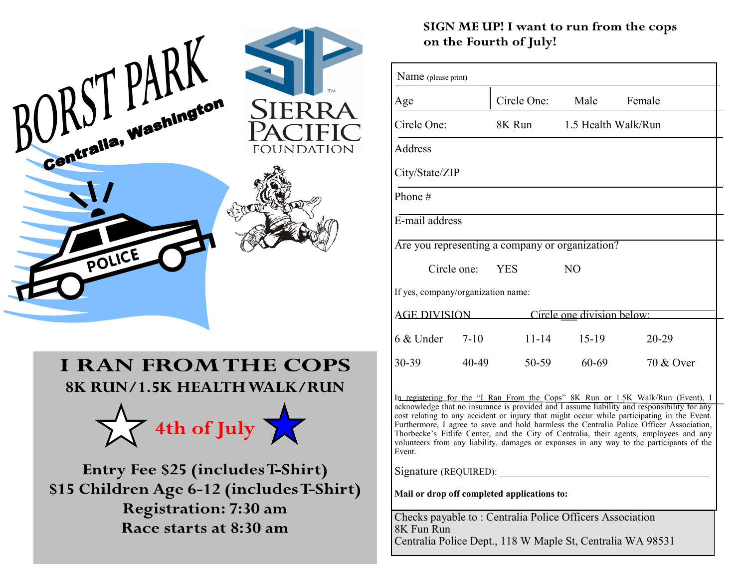# BORST PARK

**Centralia, Washington**

SIERRA PACIFIC FOUNDATION

POLICE

## I RAN FROM THE COPS

### 8K RUN/1.5K HEALTH WALK/RUN

☆ **4th of July** ★

**Entry Fee $25 (includes T-Shirt)**
**$15 Children Age 6-12 (includes T-Shirt)**
**Registration: 7:30 am**
**Race starts at 8:30 am**

**SIGN ME UP! I want to run from the cops on the Fourth of July!**

Name (please print)

Age | Circle One: Male Female

Circle One: 8K Run 1.5 Health Walk/Run

Address

City/State/ZIP

Phone #

E-mail address

Are you representing a company or organization?

Circle one: YES NO

If yes, company/organization name:

AGE DIVISION — Circle one division below:

| | | | | |
|---|---|---|---|---|
| 6 & Under | 7-10 | 11-14 | 15-19 | 20-29 |
| 30-39 | 40-49 | 50-59 | 60-69 | 70 & Over |

In registering for the "I Ran From the Cops" 8K Run or 1.5K Walk/Run (Event), I acknowledge that no insurance is provided and I assume liability and responsibility for any cost relating to any accident or injury that might occur while participating in the Event. Furthermore, I agree to save and hold harmless the Centralia Police Officer Association, Thorbecke's Fitlife Center, and the City of Centralia, their agents, employees and any volunteers from any liability, damages or expanses in any way to the participants of the Event.

Signature (REQUIRED): ________________________________________

**Mail or drop off completed applications to:**

Checks payable to : Centralia Police Officers Association
8K Fun Run
Centralia Police Dept., 118 W Maple St, Centralia WA 98531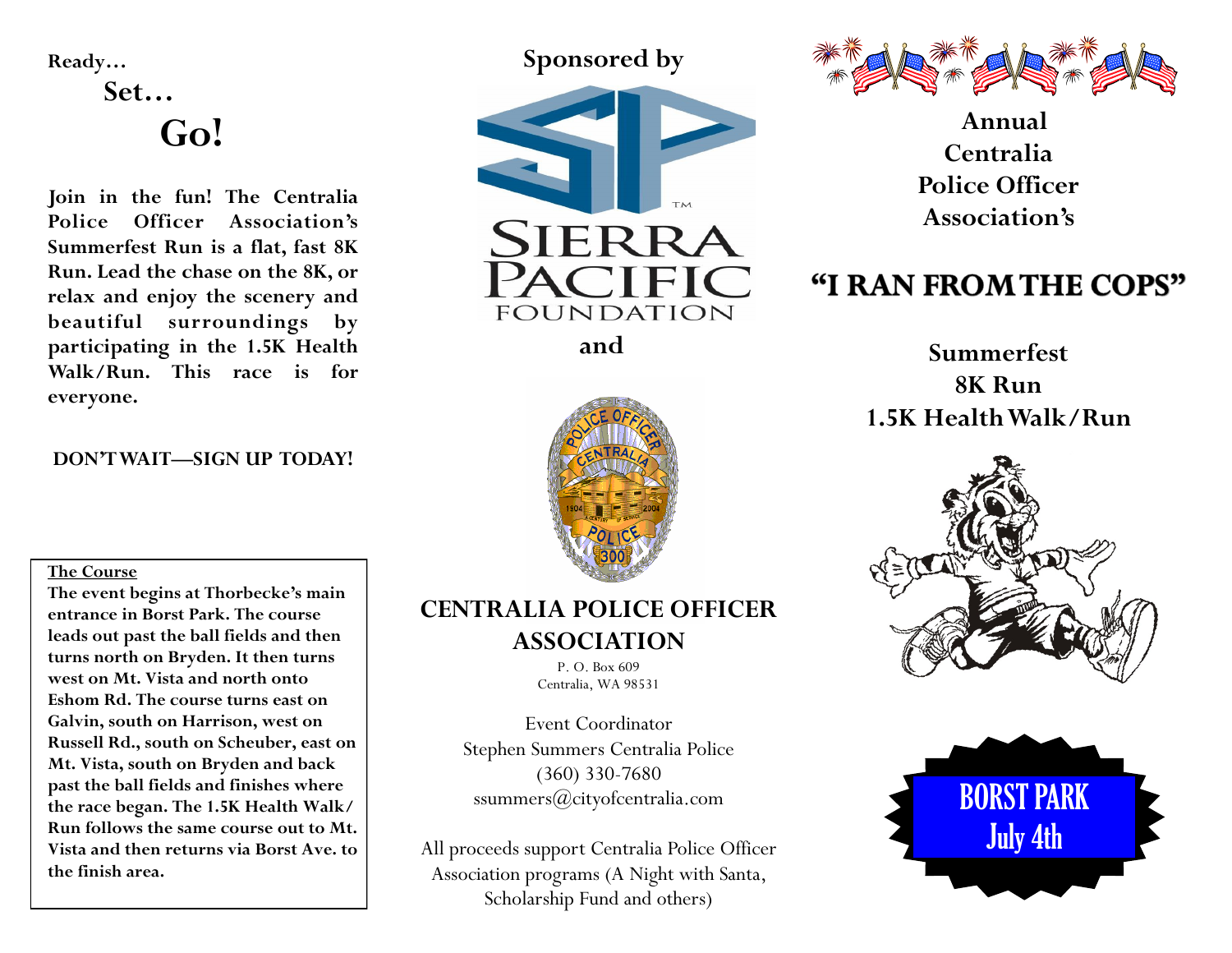Ready…

Set…

# Go!

**Join in the fun! The Centralia Police Officer Association's Summerfest Run is a flat, fast 8K Run. Lead the chase on the 8K, or relax and enjoy the scenery and beautiful surroundings by participating in the 1.5K Health Walk/Run. This race is for everyone.**

**DON'T WAIT—SIGN UP TODAY!**

**The Course**

**The event begins at Thorbecke's main entrance in Borst Park. The course leads out past the ball fields and then turns north on Bryden. It then turns west on Mt. Vista and north onto Eshom Rd. The course turns east on Galvin, south on Harrison, west on Russell Rd., south on Scheuber, east on Mt. Vista, south on Bryden and back past the ball fields and finishes where the race began. The 1.5K Health Walk/Run follows the same course out to Mt. Vista and then returns via Borst Ave. to the finish area.**

**Sponsored by**

SIERRA PACIFIC FOUNDATION

**and**

## CENTRALIA POLICE OFFICER ASSOCIATION

P. O. Box 609
Centralia, WA 98531

Event Coordinator
Stephen Summers Centralia Police
(360) 330-7680
ssummers@cityofcentralia.com

All proceeds support Centralia Police Officer Association programs (A Night with Santa, Scholarship Fund and others)

**Annual Centralia Police Officer Association's**

# "I RAN FROM THE COPS"

**Summerfest**
**8K Run**
**1.5K Health Walk/Run**

BORST PARK
July 4th